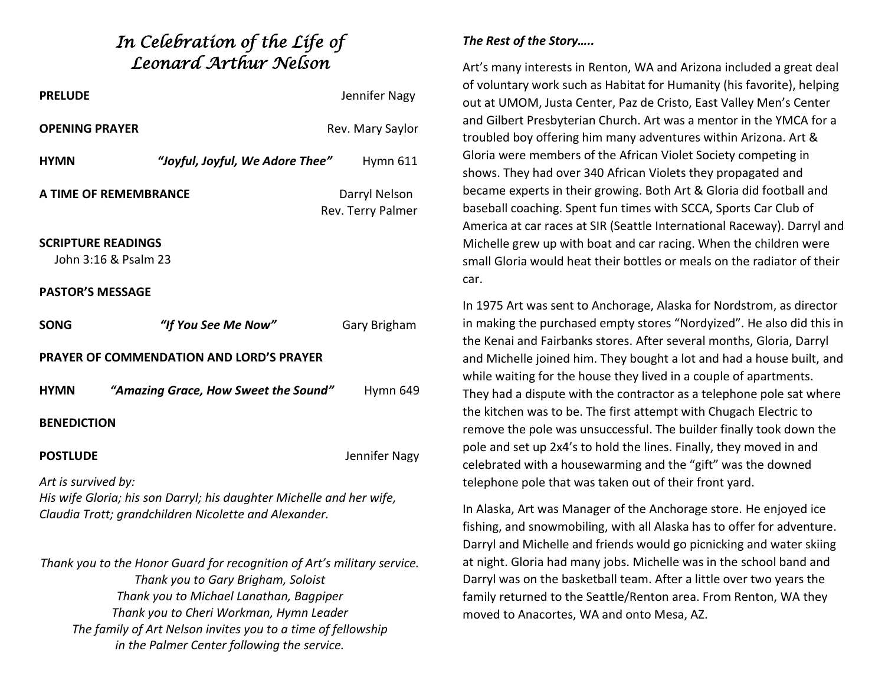# *In Celebration of the Life of Leonard Arthur Nelson*

**PRELUDE** — Jennifer Nagy

**OPENING PRAYER** — Rev. Mary Saylor

**HYMN** — ***"Joyful, Joyful, We Adore Thee"*** — Hymn 611

**A TIME OF REMEMBRANCE** — Darryl Nelson, Rev. Terry Palmer

**SCRIPTURE READINGS**
John 3:16 & Psalm 23

**PASTOR'S MESSAGE**

**SONG** — ***"If You See Me Now"*** — Gary Brigham

**PRAYER OF COMMENDATION AND LORD'S PRAYER**

**HYMN** — ***"Amazing Grace, How Sweet the Sound"*** — Hymn 649

**BENEDICTION**

**POSTLUDE** — Jennifer Nagy

*Art is survived by:*
*His wife Gloria; his son Darryl; his daughter Michelle and her wife, Claudia Trott; grandchildren Nicolette and Alexander.*

*Thank you to the Honor Guard for recognition of Art's military service.*
*Thank you to Gary Brigham, Soloist*
*Thank you to Michael Lanathan, Bagpiper*
*Thank you to Cheri Workman, Hymn Leader*
*The family of Art Nelson invites you to a time of fellowship in the Palmer Center following the service.*

***The Rest of the Story…..***

Art's many interests in Renton, WA and Arizona included a great deal of voluntary work such as Habitat for Humanity (his favorite), helping out at UMOM, Justa Center, Paz de Cristo, East Valley Men's Center and Gilbert Presbyterian Church. Art was a mentor in the YMCA for a troubled boy offering him many adventures within Arizona. Art & Gloria were members of the African Violet Society competing in shows. They had over 340 African Violets they propagated and became experts in their growing. Both Art & Gloria did football and baseball coaching. Spent fun times with SCCA, Sports Car Club of America at car races at SIR (Seattle International Raceway). Darryl and Michelle grew up with boat and car racing. When the children were small Gloria would heat their bottles or meals on the radiator of their car.

In 1975 Art was sent to Anchorage, Alaska for Nordstrom, as director in making the purchased empty stores "Nordyized". He also did this in the Kenai and Fairbanks stores. After several months, Gloria, Darryl and Michelle joined him. They bought a lot and had a house built, and while waiting for the house they lived in a couple of apartments. They had a dispute with the contractor as a telephone pole sat where the kitchen was to be. The first attempt with Chugach Electric to remove the pole was unsuccessful. The builder finally took down the pole and set up 2x4's to hold the lines. Finally, they moved in and celebrated with a housewarming and the "gift" was the downed telephone pole that was taken out of their front yard.

In Alaska, Art was Manager of the Anchorage store. He enjoyed ice fishing, and snowmobiling, with all Alaska has to offer for adventure. Darryl and Michelle and friends would go picnicking and water skiing at night. Gloria had many jobs. Michelle was in the school band and Darryl was on the basketball team. After a little over two years the family returned to the Seattle/Renton area. From Renton, WA they moved to Anacortes, WA and onto Mesa, AZ.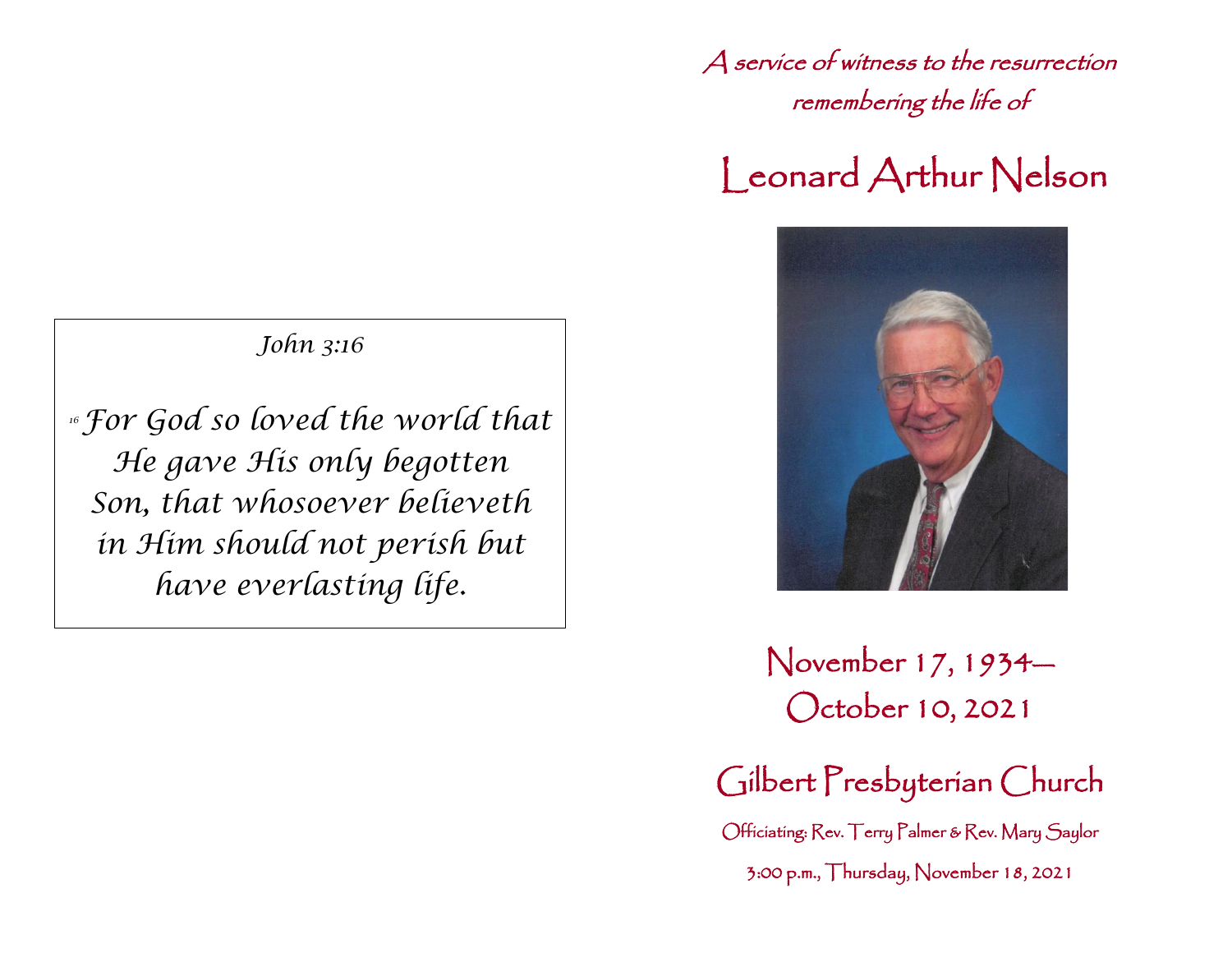*John 3:16*

*[16] For God so loved the world that He gave His only begotten Son, that whosoever believeth in Him should not perish but have everlasting life.*

A service of witness to the resurrection
remembering the life of

# Leonard Arthur Nelson

November 17, 1934—
October 10, 2021

## Gilbert Presbyterian Church

Officiating: Rev. Terry Palmer & Rev. Mary Saylor

3:00 p.m., Thursday, November 18, 2021